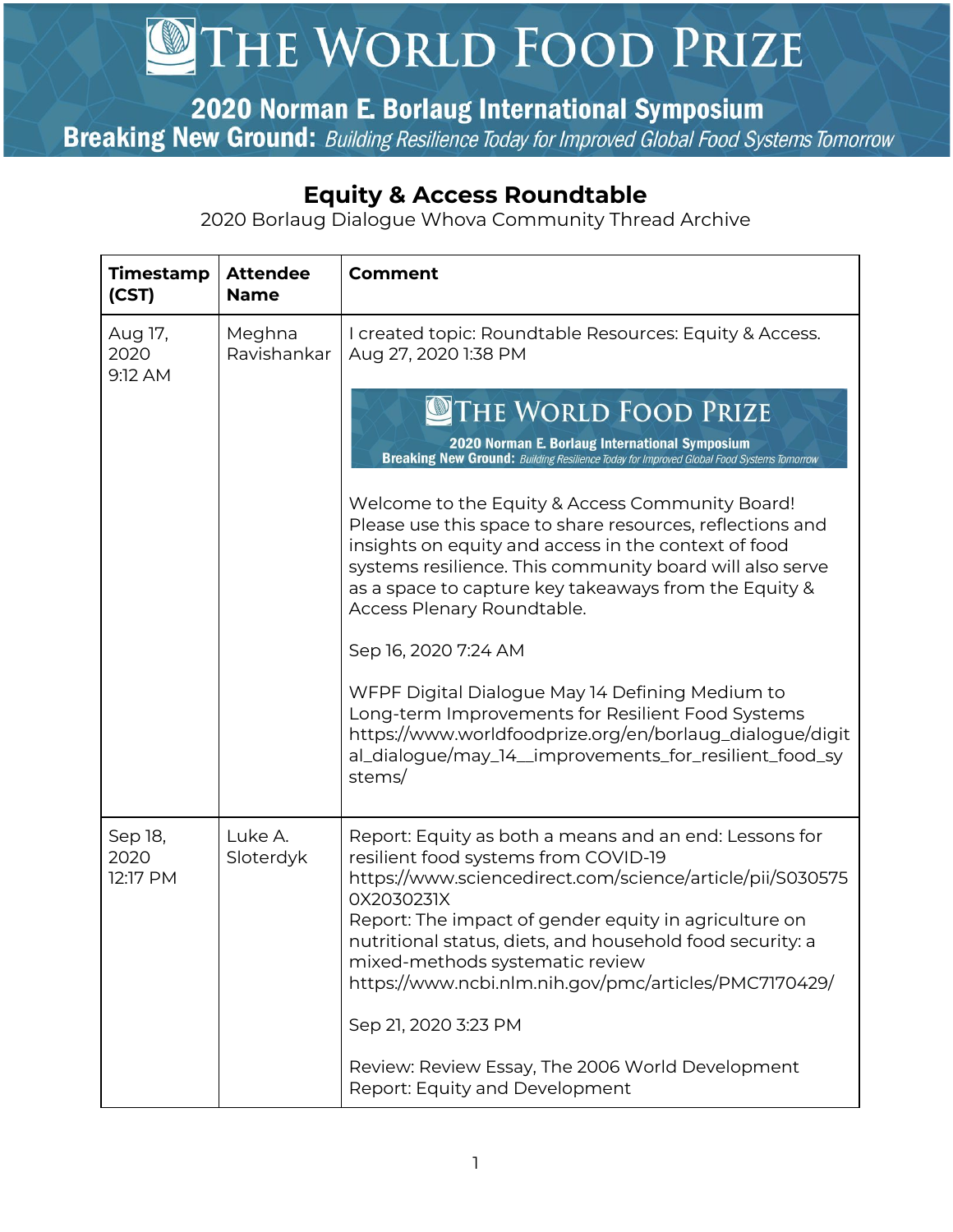# THE WORLD FOOD PRIZE

## 2020 Norman E. Borlaug International Symposium

**Breaking New Ground:** *Building Resilience Today for Improved Global Food Systems Tomorrow*

## Equity & Access Roundtable

2020 Borlaug Dialogue Whova Community Thread Archive

| Timestamp (CST) | Attendee Name | Comment |
|---|---|---|
| Aug 17, 2020 9:12 AM | Meghna Ravishankar | I created topic: Roundtable Resources: Equity & Access. Aug 27, 2020 1:38 PM<br><br>THE WORLD FOOD PRIZE 2020 Norman E. Borlaug International Symposium **Breaking New Ground:** *Building Resilience Today for Improved Global Food Systems Tomorrow*<br><br>Welcome to the Equity & Access Community Board! Please use this space to share resources, reflections and insights on equity and access in the context of food systems resilience. This community board will also serve as a space to capture key takeaways from the Equity & Access Plenary Roundtable.<br><br>Sep 16, 2020 7:24 AM<br><br>WFPF Digital Dialogue May 14 Defining Medium to Long-term Improvements for Resilient Food Systems https://www.worldfoodprize.org/en/borlaug_dialogue/digital_dialogue/may_14__improvements_for_resilient_food_systems/ |
| Sep 18, 2020 12:17 PM | Luke A. Sloterdyk | Report: Equity as both a means and an end: Lessons for resilient food systems from COVID-19 https://www.sciencedirect.com/science/article/pii/S030575 0X2030231X<br>Report: The impact of gender equity in agriculture on nutritional status, diets, and household food security: a mixed-methods systematic review https://www.ncbi.nlm.nih.gov/pmc/articles/PMC7170429/<br><br>Sep 21, 2020 3:23 PM<br><br>Review: Review Essay, The 2006 World Development Report: Equity and Development |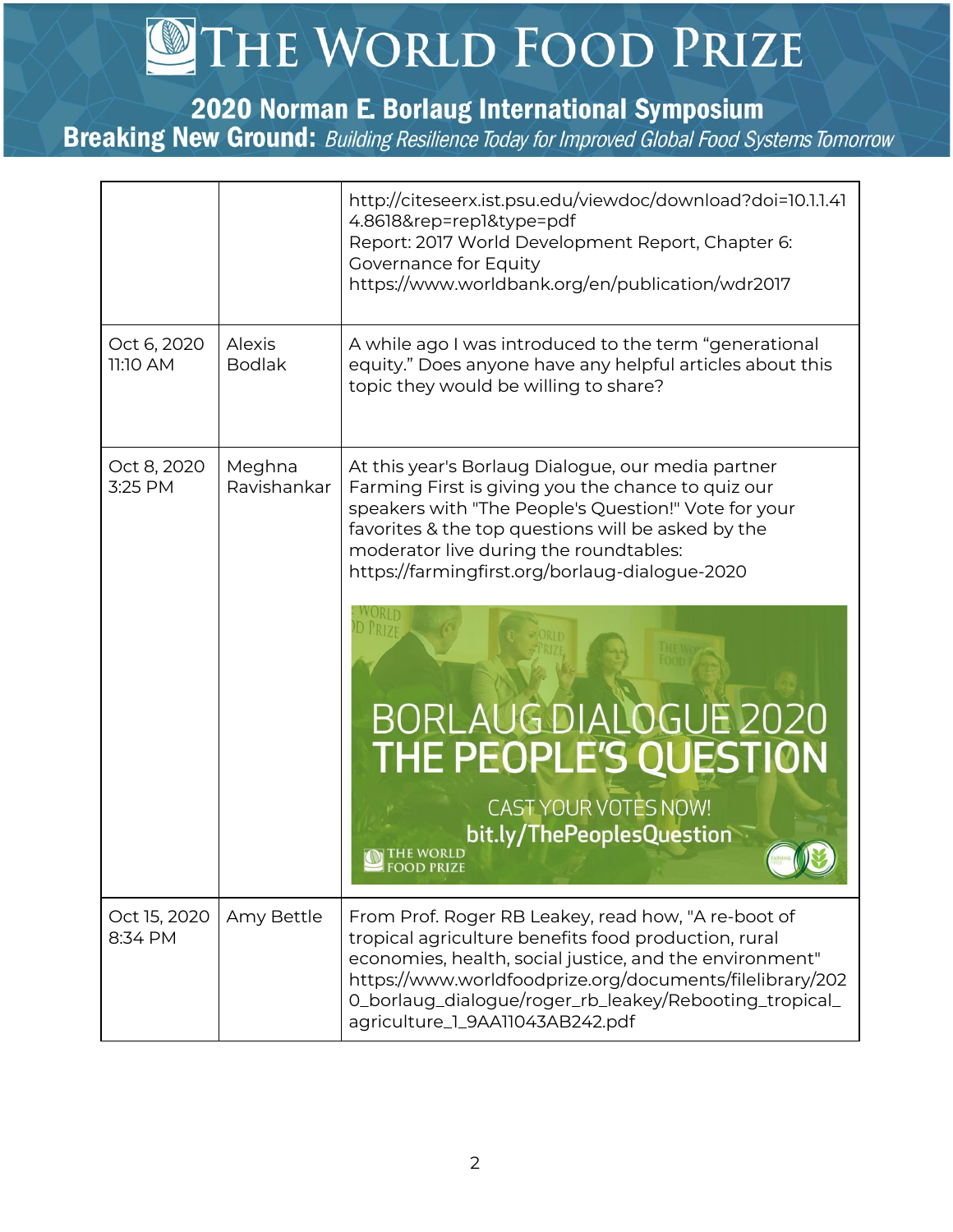| | | |
|---|---|---|
| | | http://citeseerx.ist.psu.edu/viewdoc/download?doi=10.1.1.414.8618&rep=rep1&type=pdf Report: 2017 World Development Report, Chapter 6: Governance for Equity https://www.worldbank.org/en/publication/wdr2017 |
| Oct 6, 2020 11:10 AM | Alexis Bodlak | A while ago I was introduced to the term "generational equity." Does anyone have any helpful articles about this topic they would be willing to share? |
| Oct 8, 2020 3:25 PM | Meghna Ravishankar | At this year's Borlaug Dialogue, our media partner Farming First is giving you the chance to quiz our speakers with "The People's Question!" Vote for your favorites & the top questions will be asked by the moderator live during the roundtables: https://farmingfirst.org/borlaug-dialogue-2020 BORLAUG DIALOGUE 2020 THE PEOPLE'S QUESTION CAST YOUR VOTES NOW! bit.ly/ThePeoplesQuestion |
| Oct 15, 2020 8:34 PM | Amy Bettle | From Prof. Roger RB Leakey, read how, "A re-boot of tropical agriculture benefits food production, rural economies, health, social justice, and the environment" https://www.worldfoodprize.org/documents/filelibrary/2020_borlaug_dialogue/roger_rb_leakey/Rebooting_tropical_agriculture_1_9AA11043AB242.pdf |